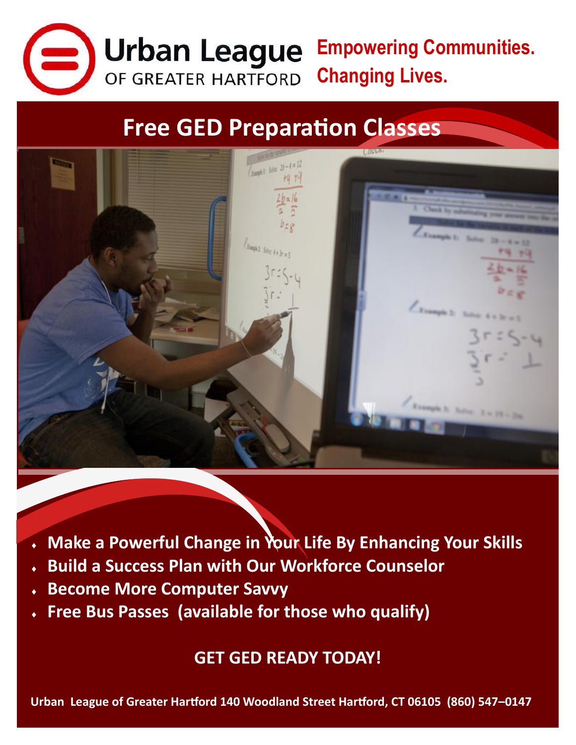Urban League OF GREATER HARTFORD

**Empowering Communities. Changing Lives.**

# Free GED Preparation Classes

- **Make a Powerful Change in Your Life By Enhancing Your Skills**
- **Build a Success Plan with Our Workforce Counselor**
- **Become More Computer Savvy**
- **Free Bus Passes (available for those who qualify)**

**GET GED READY TODAY!**

**Urban League of Greater Hartford 140 Woodland Street Hartford, CT 06105 (860) 547–0147**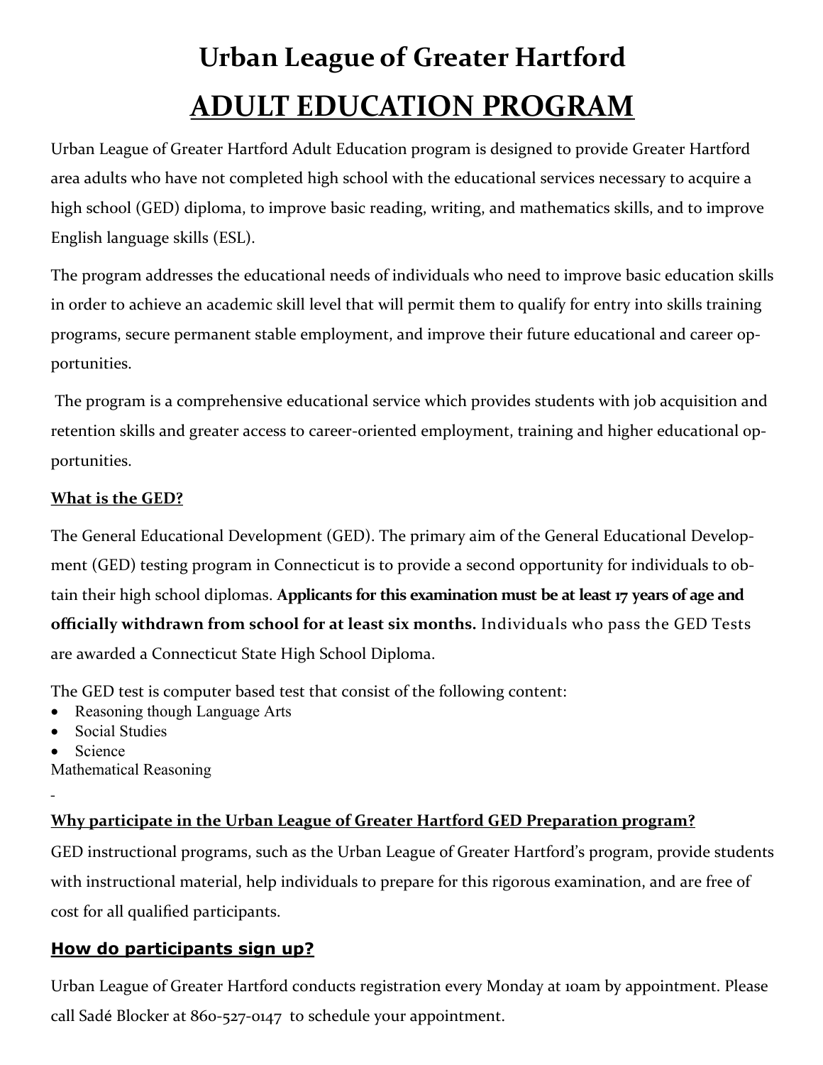# Urban League of Greater Hartford

# ADULT EDUCATION PROGRAM

Urban League of Greater Hartford Adult Education program is designed to provide Greater Hartford area adults who have not completed high school with the educational services necessary to acquire a high school (GED) diploma, to improve basic reading, writing, and mathematics skills, and to improve English language skills (ESL).

The program addresses the educational needs of individuals who need to improve basic education skills in order to achieve an academic skill level that will permit them to qualify for entry into skills training programs, secure permanent stable employment, and improve their future educational and career opportunities.

The program is a comprehensive educational service which provides students with job acquisition and retention skills and greater access to career-oriented employment, training and higher educational opportunities.

**What is the GED?**

The General Educational Development (GED). The primary aim of the General Educational Development (GED) testing program in Connecticut is to provide a second opportunity for individuals to obtain their high school diplomas. **Applicants for this examination must be at least 17 years of age and officially withdrawn from school for at least six months.** Individuals who pass the GED Tests are awarded a Connecticut State High School Diploma.

The GED test is computer based test that consist of the following content:

- Reasoning though Language Arts
- Social Studies
- Science

Mathematical Reasoning

-

**Why participate in the Urban League of Greater Hartford GED Preparation program?**

GED instructional programs, such as the Urban League of Greater Hartford's program, provide students with instructional material, help individuals to prepare for this rigorous examination, and are free of cost for all qualified participants.

**How do participants sign up?**

Urban League of Greater Hartford conducts registration every Monday at 10am by appointment. Please call Sadé Blocker at 860-527-0147 to schedule your appointment.